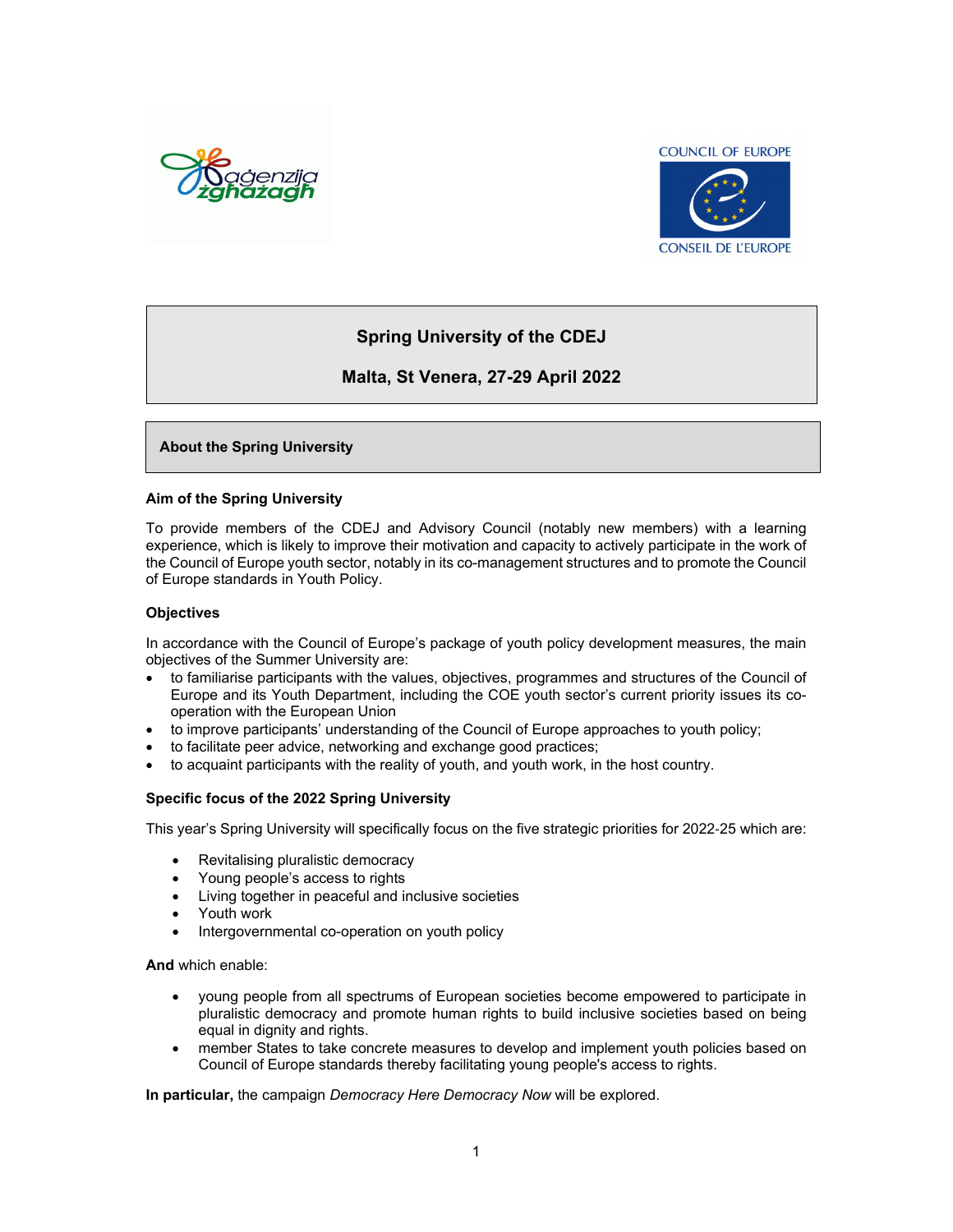# Spring University of the CDEJ

## Malta, St Venera, 27-29 April 2022

## About the Spring University

### Aim of the Spring University

To provide members of the CDEJ and Advisory Council (notably new members) with a learning experience, which is likely to improve their motivation and capacity to actively participate in the work of the Council of Europe youth sector, notably in its co-management structures and to promote the Council of Europe standards in Youth Policy.

### Objectives

In accordance with the Council of Europe's package of youth policy development measures, the main objectives of the Summer University are:

- to familiarise participants with the values, objectives, programmes and structures of the Council of Europe and its Youth Department, including the COE youth sector's current priority issues its co-operation with the European Union
- to improve participants' understanding of the Council of Europe approaches to youth policy;
- to facilitate peer advice, networking and exchange good practices;
- to acquaint participants with the reality of youth, and youth work, in the host country.

### Specific focus of the 2022 Spring University

This year's Spring University will specifically focus on the five strategic priorities for 2022-25 which are:

- Revitalising pluralistic democracy
- Young people's access to rights
- Living together in peaceful and inclusive societies
- Youth work
- Intergovernmental co-operation on youth policy

**And** which enable:

- young people from all spectrums of European societies become empowered to participate in pluralistic democracy and promote human rights to build inclusive societies based on being equal in dignity and rights.
- member States to take concrete measures to develop and implement youth policies based on Council of Europe standards thereby facilitating young people's access to rights.

**In particular,** the campaign *Democracy Here Democracy Now* will be explored.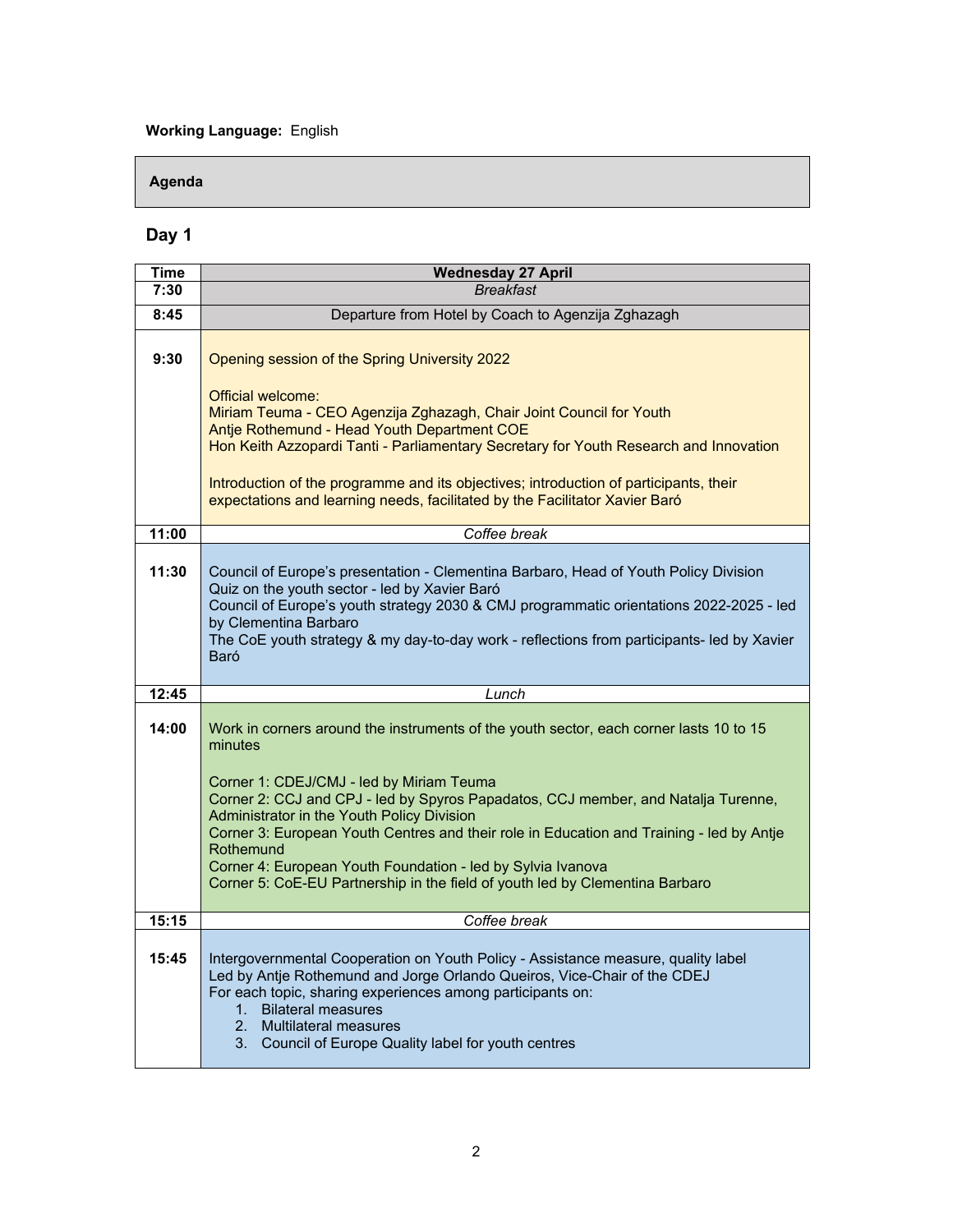**Working Language:** English

**Agenda**

## Day 1

| Time | Wednesday 27 April |
|---|---|
| 7:30 | *Breakfast* |
| 8:45 | Departure from Hotel by Coach to Agenzija Zghazagh |
| 9:30 | Opening session of the Spring University 2022<br><br>Official welcome:<br>Miriam Teuma - CEO Agenzija Zghazagh, Chair Joint Council for Youth<br>Antje Rothemund - Head Youth Department COE<br>Hon Keith Azzopardi Tanti - Parliamentary Secretary for Youth Research and Innovation<br><br>Introduction of the programme and its objectives; introduction of participants, their expectations and learning needs, facilitated by the Facilitator Xavier Baró |
| 11:00 | *Coffee break* |
| 11:30 | Council of Europe's presentation - Clementina Barbaro, Head of Youth Policy Division<br>Quiz on the youth sector - led by Xavier Baró<br>Council of Europe's youth strategy 2030 & CMJ programmatic orientations 2022-2025 - led by Clementina Barbaro<br>The CoE youth strategy & my day-to-day work - reflections from participants- led by Xavier Baró |
| 12:45 | *Lunch* |
| 14:00 | Work in corners around the instruments of the youth sector, each corner lasts 10 to 15 minutes<br><br>Corner 1: CDEJ/CMJ - led by Miriam Teuma<br>Corner 2: CCJ and CPJ - led by Spyros Papadatos, CCJ member, and Natalja Turenne, Administrator in the Youth Policy Division<br>Corner 3: European Youth Centres and their role in Education and Training - led by Antje Rothemund<br>Corner 4: European Youth Foundation - led by Sylvia Ivanova<br>Corner 5: CoE-EU Partnership in the field of youth led by Clementina Barbaro |
| 15:15 | *Coffee break* |
| 15:45 | Intergovernmental Cooperation on Youth Policy - Assistance measure, quality label<br>Led by Antje Rothemund and Jorge Orlando Queiros, Vice-Chair of the CDEJ<br>For each topic, sharing experiences among participants on:<br>1. Bilateral measures<br>2. Multilateral measures<br>3. Council of Europe Quality label for youth centres |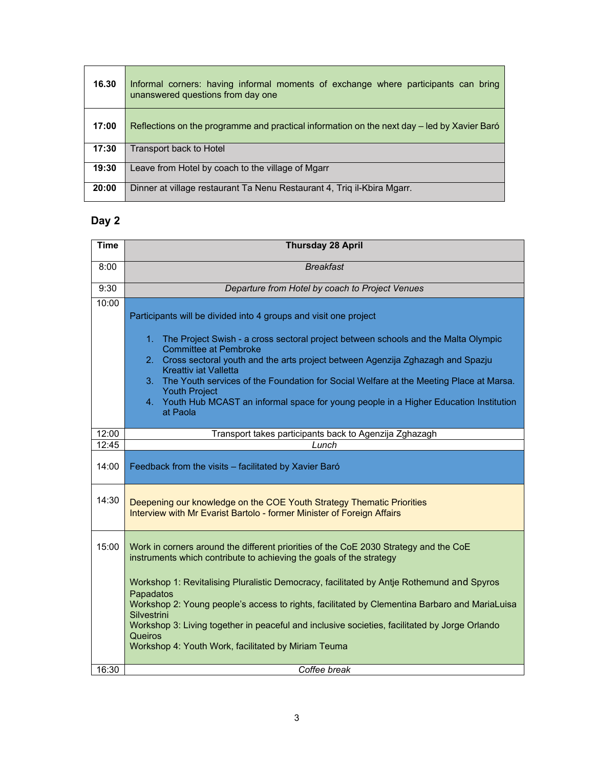| | |
|---|---|
| **16.30** | Informal corners: having informal moments of exchange where participants can bring unanswered questions from day one |
| **17:00** | Reflections on the programme and practical information on the next day – led by Xavier Baró |
| **17:30** | Transport back to Hotel |
| **19:30** | Leave from Hotel by coach to the village of Mgarr |
| **20:00** | Dinner at village restaurant Ta Nenu Restaurant 4, Triq il-Kbira Mgarr. |

## Day 2

| Time | Thursday 28 April |
|---|---|
| 8:00 | *Breakfast* |
| 9:30 | *Departure from Hotel by coach to Project Venues* |
| 10:00 | Participants will be divided into 4 groups and visit one project<br><br>1. The Project Swish - a cross sectoral project between schools and the Malta Olympic Committee at Pembroke<br>2. Cross sectoral youth and the arts project between Agenzija Zghazagh and Spazju Kreattiv iat Valletta<br>3. The Youth services of the Foundation for Social Welfare at the Meeting Place at Marsa. Youth Project<br>4. Youth Hub MCAST an informal space for young people in a Higher Education Institution at Paola |
| 12:00 | Transport takes participants back to Agenzija Zghazagh |
| 12:45 | *Lunch* |
| 14:00 | Feedback from the visits – facilitated by Xavier Baró |
| 14:30 | Deepening our knowledge on the COE Youth Strategy Thematic Priorities<br>Interview with Mr Evarist Bartolo - former Minister of Foreign Affairs |
| 15:00 | Work in corners around the different priorities of the CoE 2030 Strategy and the CoE instruments which contribute to achieving the goals of the strategy<br><br>Workshop 1: Revitalising Pluralistic Democracy, facilitated by Antje Rothemund and Spyros Papadatos<br>Workshop 2: Young people's access to rights, facilitated by Clementina Barbaro and MariaLuisa Silvestrini<br>Workshop 3: Living together in peaceful and inclusive societies, facilitated by Jorge Orlando Queiros<br>Workshop 4: Youth Work, facilitated by Miriam Teuma |
| 16:30 | *Coffee break* |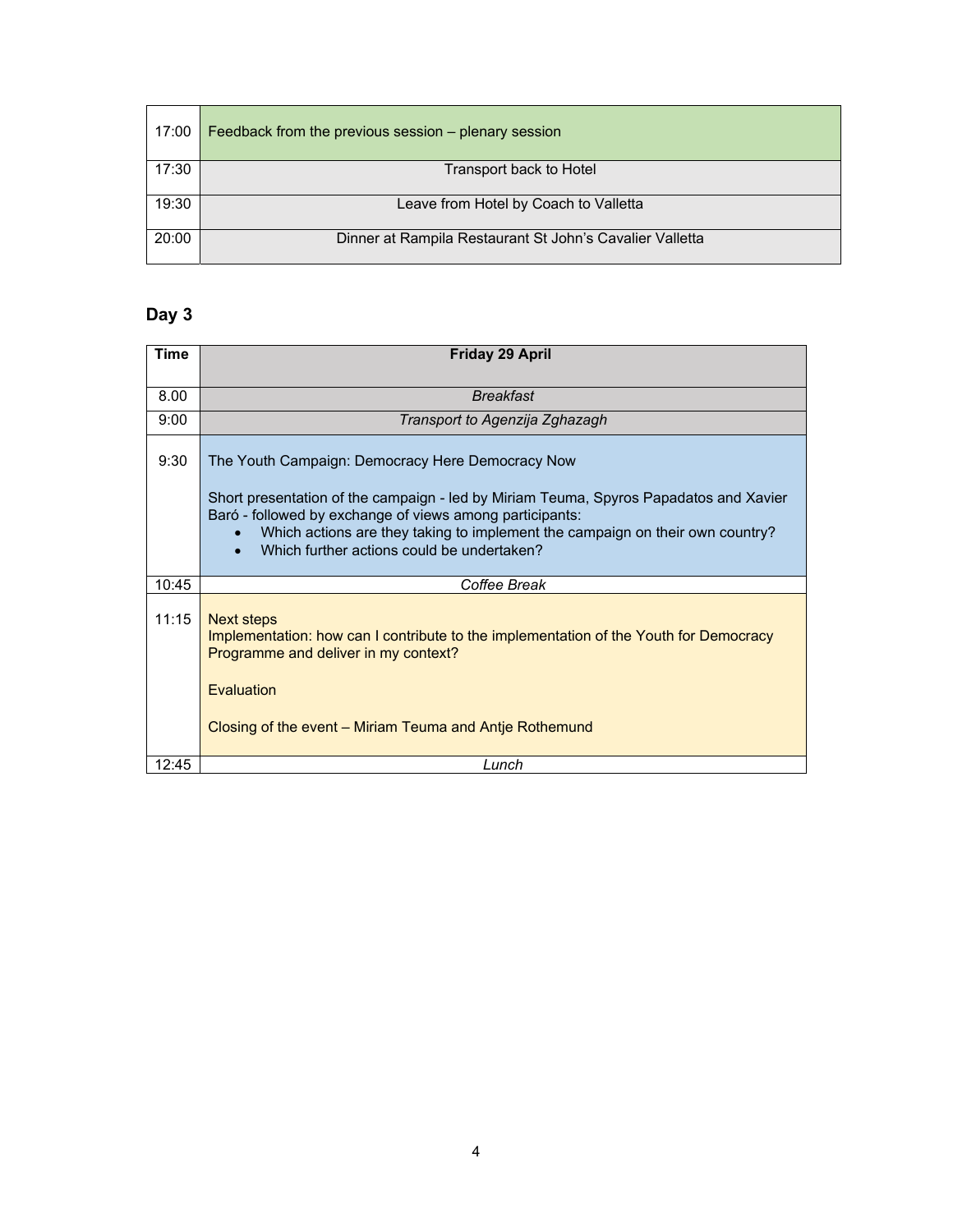| | |
|---|---|
| 17:00 | Feedback from the previous session – plenary session |
| 17:30 | Transport back to Hotel |
| 19:30 | Leave from Hotel by Coach to Valletta |
| 20:00 | Dinner at Rampila Restaurant St John's Cavalier Valletta |

## Day 3

| Time | Friday 29 April |
|---|---|
| 8.00 | *Breakfast* |
| 9:00 | *Transport to Agenzija Zghazagh* |
| 9:30 | The Youth Campaign: Democracy Here Democracy Now<br><br>Short presentation of the campaign - led by Miriam Teuma, Spyros Papadatos and Xavier Baró - followed by exchange of views among participants:<br>• Which actions are they taking to implement the campaign on their own country?<br>• Which further actions could be undertaken? |
| 10:45 | *Coffee Break* |
| 11:15 | Next steps<br>Implementation: how can I contribute to the implementation of the Youth for Democracy Programme and deliver in my context?<br><br>Evaluation<br><br>Closing of the event – Miriam Teuma and Antje Rothemund |
| 12:45 | *Lunch* |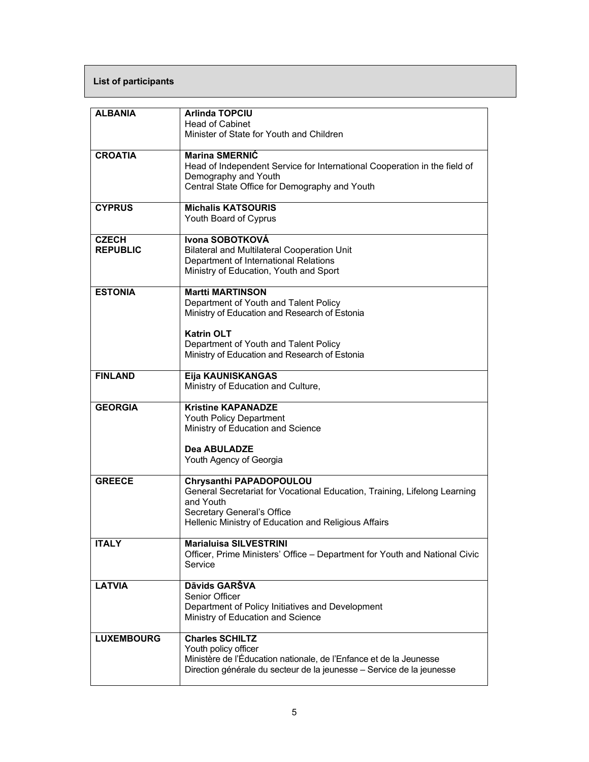## List of participants

| | |
|---|---|
| **ALBANIA** | **Arlinda TOPCIU**<br>Head of Cabinet<br>Minister of State for Youth and Children |
| **CROATIA** | **Marina SMERNIĆ**<br>Head of Independent Service for International Cooperation in the field of Demography and Youth<br>Central State Office for Demography and Youth |
| **CYPRUS** | **Michalis KATSOURIS**<br>Youth Board of Cyprus |
| **CZECH REPUBLIC** | **Ivona SOBOTKOVÁ**<br>Bilateral and Multilateral Cooperation Unit<br>Department of International Relations<br>Ministry of Education, Youth and Sport |
| **ESTONIA** | **Martti MARTINSON**<br>Department of Youth and Talent Policy<br>Ministry of Education and Research of Estonia<br><br>**Katrin OLT**<br>Department of Youth and Talent Policy<br>Ministry of Education and Research of Estonia |
| **FINLAND** | **Eija KAUNISKANGAS**<br>Ministry of Education and Culture, |
| **GEORGIA** | **Kristine KAPANADZE**<br>Youth Policy Department<br>Ministry of Education and Science<br><br>**Dea ABULADZE**<br>Youth Agency of Georgia |
| **GREECE** | **Chrysanthi PAPADOPOULOU**<br>General Secretariat for Vocational Education, Training, Lifelong Learning and Youth<br>Secretary General's Office<br>Hellenic Ministry of Education and Religious Affairs |
| **ITALY** | **Marialuisa SILVESTRINI**<br>Officer, Prime Ministers' Office – Department for Youth and National Civic Service |
| **LATVIA** | **Dāvids GARŠVA**<br>Senior Officer<br>Department of Policy Initiatives and Development<br>Ministry of Education and Science |
| **LUXEMBOURG** | **Charles SCHILTZ**<br>Youth policy officer<br>Ministère de l'Éducation nationale, de l'Enfance et de la Jeunesse<br>Direction générale du secteur de la jeunesse – Service de la jeunesse |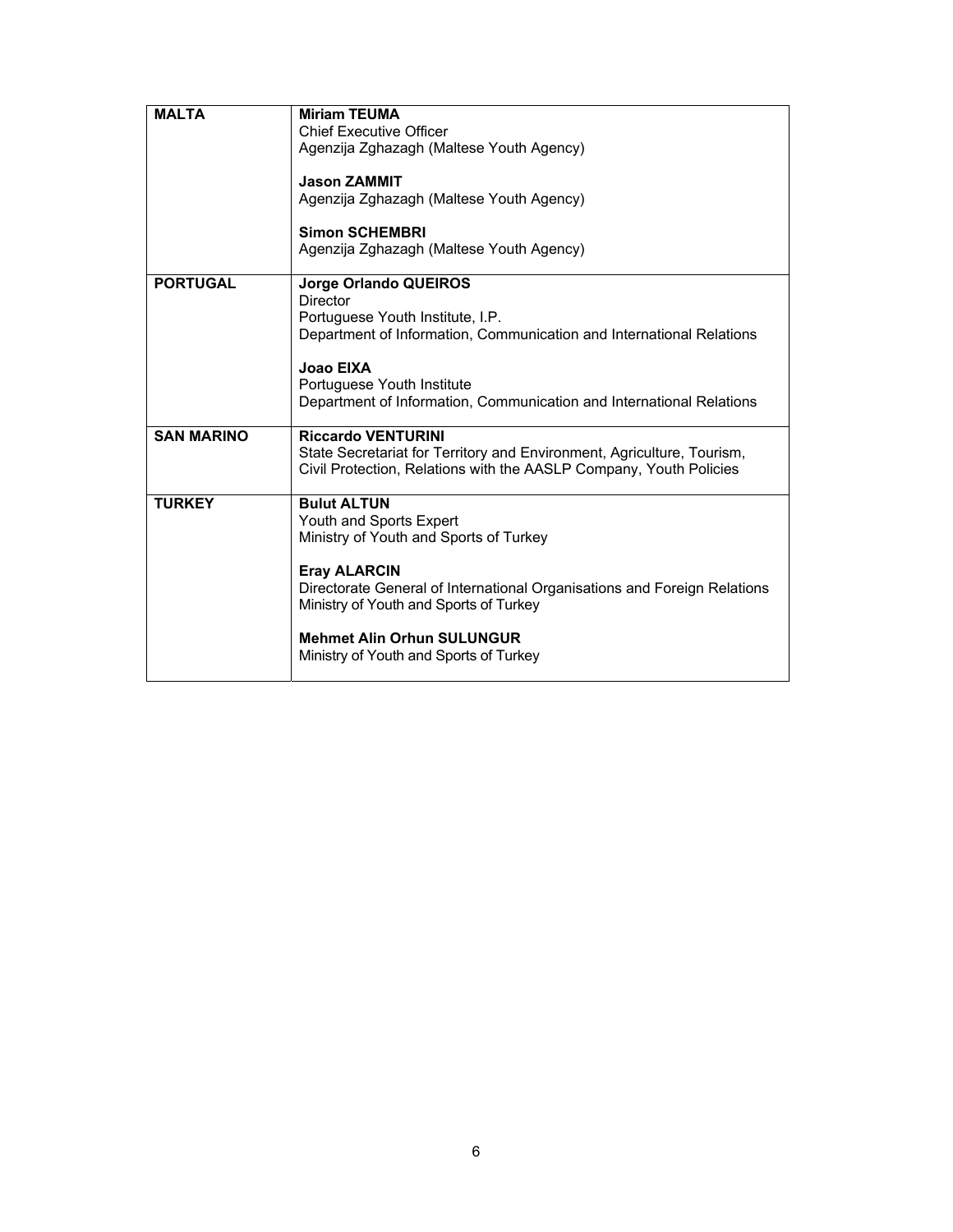| | |
|---|---|
| **MALTA** | **Miriam TEUMA**<br>Chief Executive Officer<br>Agenzija Zghazagh (Maltese Youth Agency)<br><br>**Jason ZAMMIT**<br>Agenzija Zghazagh (Maltese Youth Agency)<br><br>**Simon SCHEMBRI**<br>Agenzija Zghazagh (Maltese Youth Agency) |
| **PORTUGAL** | **Jorge Orlando QUEIROS**<br>Director<br>Portuguese Youth Institute, I.P.<br>Department of Information, Communication and International Relations<br><br>**Joao EIXA**<br>Portuguese Youth Institute<br>Department of Information, Communication and International Relations |
| **SAN MARINO** | **Riccardo VENTURINI**<br>State Secretariat for Territory and Environment, Agriculture, Tourism, Civil Protection, Relations with the AASLP Company, Youth Policies |
| **TURKEY** | **Bulut ALTUN**<br>Youth and Sports Expert<br>Ministry of Youth and Sports of Turkey<br><br>**Eray ALARCIN**<br>Directorate General of International Organisations and Foreign Relations<br>Ministry of Youth and Sports of Turkey<br><br>**Mehmet Alin Orhun SULUNGUR**<br>Ministry of Youth and Sports of Turkey |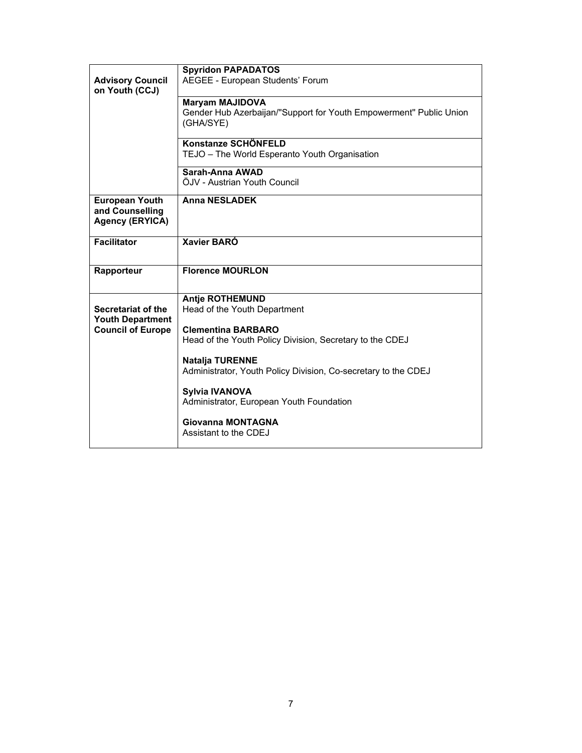| | |
|---|---|
| **Advisory Council on Youth (CCJ)** | **Spyridon PAPADATOS**<br>AEGEE - European Students' Forum |
| | **Maryam MAJIDOVA**<br>Gender Hub Azerbaijan/"Support for Youth Empowerment" Public Union (GHA/SYE) |
| | **Konstanze SCHÖNFELD**<br>TEJO – The World Esperanto Youth Organisation |
| | **Sarah-Anna AWAD**<br>ÖJV - Austrian Youth Council |
| **European Youth and Counselling Agency (ERYICA)** | **Anna NESLADEK** |
| **Facilitator** | **Xavier BARÓ** |
| **Rapporteur** | **Florence MOURLON** |
| **Secretariat of the Youth Department Council of Europe** | **Antje ROTHEMUND**<br>Head of the Youth Department<br><br>**Clementina BARBARO**<br>Head of the Youth Policy Division, Secretary to the CDEJ<br><br>**Natalja TURENNE**<br>Administrator, Youth Policy Division, Co-secretary to the CDEJ<br><br>**Sylvia IVANOVA**<br>Administrator, European Youth Foundation<br><br>**Giovanna MONTAGNA**<br>Assistant to the CDEJ |